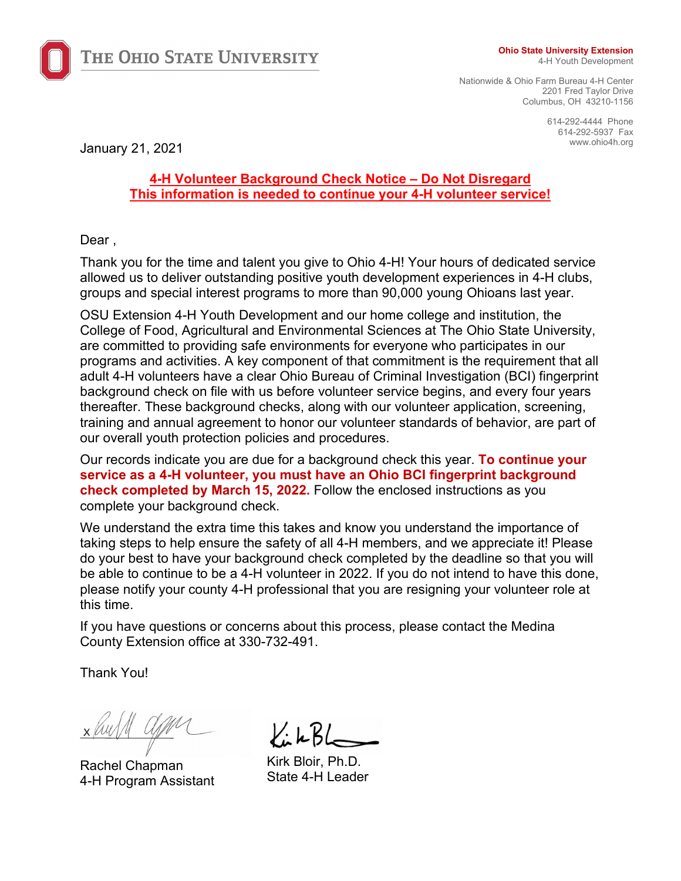THE OHIO STATE UNIVERSITY

**Ohio State University Extension**
4-H Youth Development

Nationwide & Ohio Farm Bureau 4-H Center
2201 Fred Taylor Drive
Columbus, OH 43210-1156

614-292-4444 Phone
614-292-5937 Fax
www.ohio4h.org

January 21, 2021

**4-H Volunteer Background Check Notice – Do Not Disregard**
**This information is needed to continue your 4-H volunteer service!**

Dear ,

Thank you for the time and talent you give to Ohio 4-H! Your hours of dedicated service allowed us to deliver outstanding positive youth development experiences in 4-H clubs, groups and special interest programs to more than 90,000 young Ohioans last year.

OSU Extension 4-H Youth Development and our home college and institution, the College of Food, Agricultural and Environmental Sciences at The Ohio State University, are committed to providing safe environments for everyone who participates in our programs and activities. A key component of that commitment is the requirement that all adult 4-H volunteers have a clear Ohio Bureau of Criminal Investigation (BCI) fingerprint background check on file with us before volunteer service begins, and every four years thereafter. These background checks, along with our volunteer application, screening, training and annual agreement to honor our volunteer standards of behavior, are part of our overall youth protection policies and procedures.

Our records indicate you are due for a background check this year. **To continue your service as a 4-H volunteer, you must have an Ohio BCI fingerprint background check completed by March 15, 2022.** Follow the enclosed instructions as you complete your background check.

We understand the extra time this takes and know you understand the importance of taking steps to help ensure the safety of all 4-H members, and we appreciate it! Please do your best to have your background check completed by the deadline so that you will be able to continue to be a 4-H volunteer in 2022. If you do not intend to have this done, please notify your county 4-H professional that you are resigning your volunteer role at this time.

If you have questions or concerns about this process, please contact the Medina County Extension office at 330-732-491.

Thank You!

Rachel Chapman
4-H Program Assistant

Kirk Bloir, Ph.D.
State 4-H Leader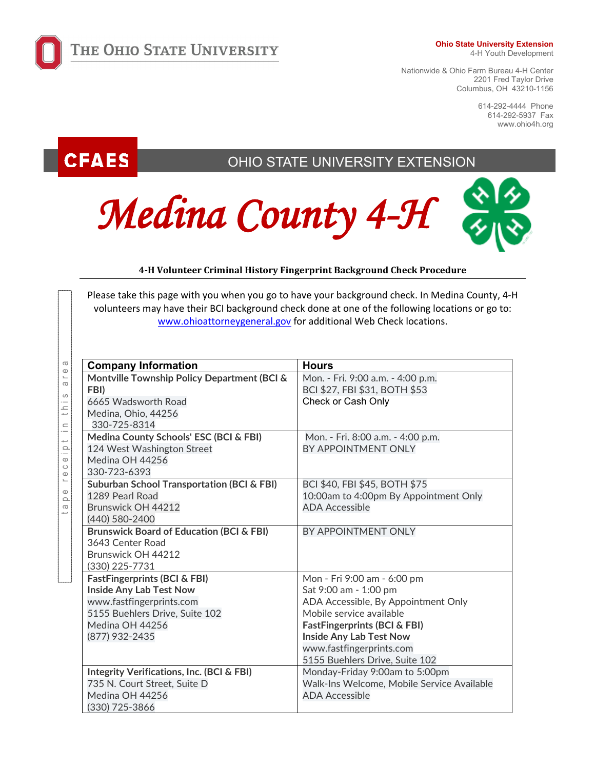**Ohio State University Extension**
4-H Youth Development

Nationwide & Ohio Farm Bureau 4-H Center
2201 Fred Taylor Drive
Columbus, OH 43210-1156

614-292-4444 Phone
614-292-5937 Fax
www.ohio4h.org

CFAES OHIO STATE UNIVERSITY EXTENSION

# Medina County 4-H

### 4-H Volunteer Criminal History Fingerprint Background Check Procedure

tape receipt in this area

Please take this page with you when you go to have your background check. In Medina County, 4-H volunteers may have their BCI background check done at one of the following locations or go to: www.ohioattorneygeneral.gov for additional Web Check locations.

| Company Information | Hours |
|---|---|
| **Montville Township Policy Department (BCI & FBI)**<br>6665 Wadsworth Road<br>Medina, Ohio, 44256<br>330-725-8314 | Mon. - Fri. 9:00 a.m. - 4:00 p.m.<br>BCI $27, FBI $31, BOTH $53<br>Check or Cash Only |
| **Medina County Schools' ESC (BCI & FBI)**<br>124 West Washington Street<br>Medina OH 44256<br>330-723-6393 | Mon. - Fri. 8:00 a.m. - 4:00 p.m.<br>BY APPOINTMENT ONLY |
| **Suburban School Transportation (BCI & FBI)**<br>1289 Pearl Road<br>Brunswick OH 44212<br>(440) 580-2400 | BCI $40, FBI $45, BOTH $75<br>10:00am to 4:00pm By Appointment Only<br>ADA Accessible |
| **Brunswick Board of Education (BCI & FBI)**<br>3643 Center Road<br>Brunswick OH 44212<br>(330) 225-7731 | BY APPOINTMENT ONLY |
| **FastFingerprints (BCI & FBI)**<br>**Inside Any Lab Test Now**<br>www.fastfingerprints.com<br>5155 Buehlers Drive, Suite 102<br>Medina OH 44256<br>(877) 932-2435 | Mon - Fri 9:00 am - 6:00 pm<br>Sat 9:00 am - 1:00 pm<br>ADA Accessible, By Appointment Only<br>Mobile service available<br>**FastFingerprints (BCI & FBI)**<br>**Inside Any Lab Test Now**<br>www.fastfingerprints.com<br>5155 Buehlers Drive, Suite 102 |
| **Integrity Verifications, Inc. (BCI & FBI)**<br>735 N. Court Street, Suite D<br>Medina OH 44256<br>(330) 725-3866 | Monday-Friday 9:00am to 5:00pm<br>Walk-Ins Welcome, Mobile Service Available<br>ADA Accessible |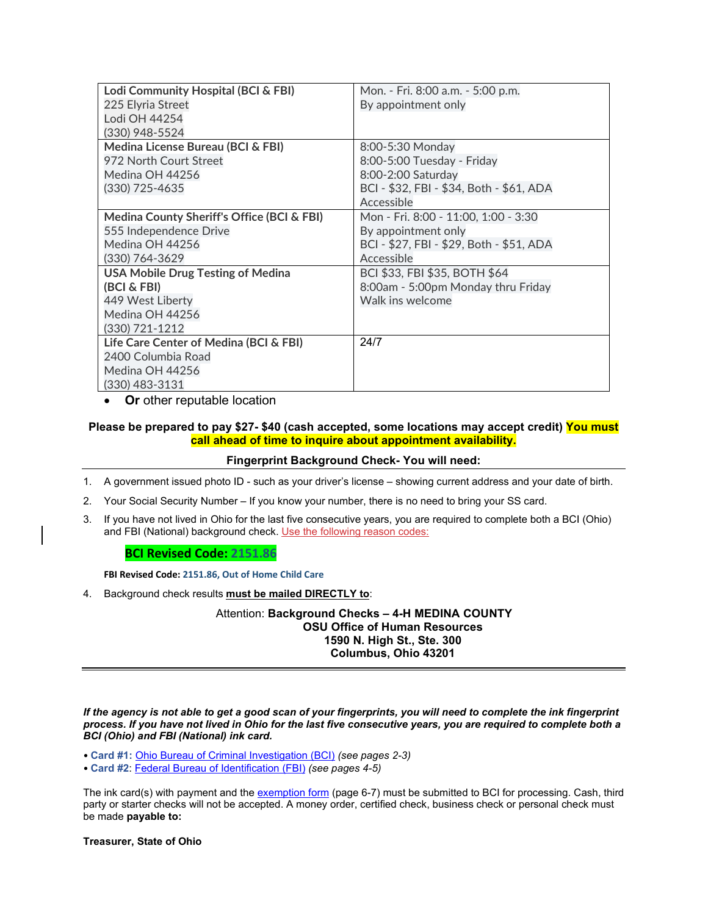| Lodi Community Hospital (BCI & FBI)<br>225 Elyria Street<br>Lodi OH 44254<br>(330) 948-5524 | Mon. - Fri. 8:00 a.m. - 5:00 p.m.<br>By appointment only |
|---|---|
| Medina License Bureau (BCI & FBI)<br>972 North Court Street<br>Medina OH 44256<br>(330) 725-4635 | 8:00-5:30 Monday<br>8:00-5:00 Tuesday - Friday<br>8:00-2:00 Saturday<br>BCI - $32, FBI - $34, Both - $61, ADA Accessible |
| Medina County Sheriff's Office (BCI & FBI)<br>555 Independence Drive<br>Medina OH 44256<br>(330) 764-3629 | Mon - Fri. 8:00 - 11:00, 1:00 - 3:30<br>By appointment only<br>BCI - $27, FBI - $29, Both - $51, ADA Accessible |
| USA Mobile Drug Testing of Medina (BCI & FBI)<br>449 West Liberty<br>Medina OH 44256<br>(330) 721-1212 | BCI $33, FBI $35, BOTH $64<br>8:00am - 5:00pm Monday thru Friday<br>Walk ins welcome |
| Life Care Center of Medina (BCI & FBI)<br>2400 Columbia Road<br>Medina OH 44256<br>(330) 483-3131 | 24/7 |

- **Or** other reputable location

**Please be prepared to pay $27- $40 (cash accepted, some locations may accept credit) You must call ahead of time to inquire about appointment availability.**

**Fingerprint Background Check- You will need:**

1. A government issued photo ID - such as your driver's license – showing current address and your date of birth.
2. Your Social Security Number – If you know your number, there is no need to bring your SS card.
3. If you have not lived in Ohio for the last five consecutive years, you are required to complete both a BCI (Ohio) and FBI (National) background check. Use the following reason codes:

   **BCI Revised Code: 2151.86**

   **FBI Revised Code: 2151.86, Out of Home Child Care**

4. Background check results **must be mailed DIRECTLY to**:

Attention: **Background Checks – 4-H MEDINA COUNTY**
**OSU Office of Human Resources**
**1590 N. High St., Ste. 300**
**Columbus, Ohio 43201**

***If the agency is not able to get a good scan of your fingerprints, you will need to complete the ink fingerprint process. If you have not lived in Ohio for the last five consecutive years, you are required to complete both a BCI (Ohio) and FBI (National) ink card.***

- **Card #1:** Ohio Bureau of Criminal Investigation (BCI) *(see pages 2-3)*
- **Card #2**: Federal Bureau of Identification (FBI) *(see pages 4-5)*

The ink card(s) with payment and the exemption form (page 6-7) must be submitted to BCI for processing. Cash, third party or starter checks will not be accepted. A money order, certified check, business check or personal check must be made **payable to:**

**Treasurer, State of Ohio**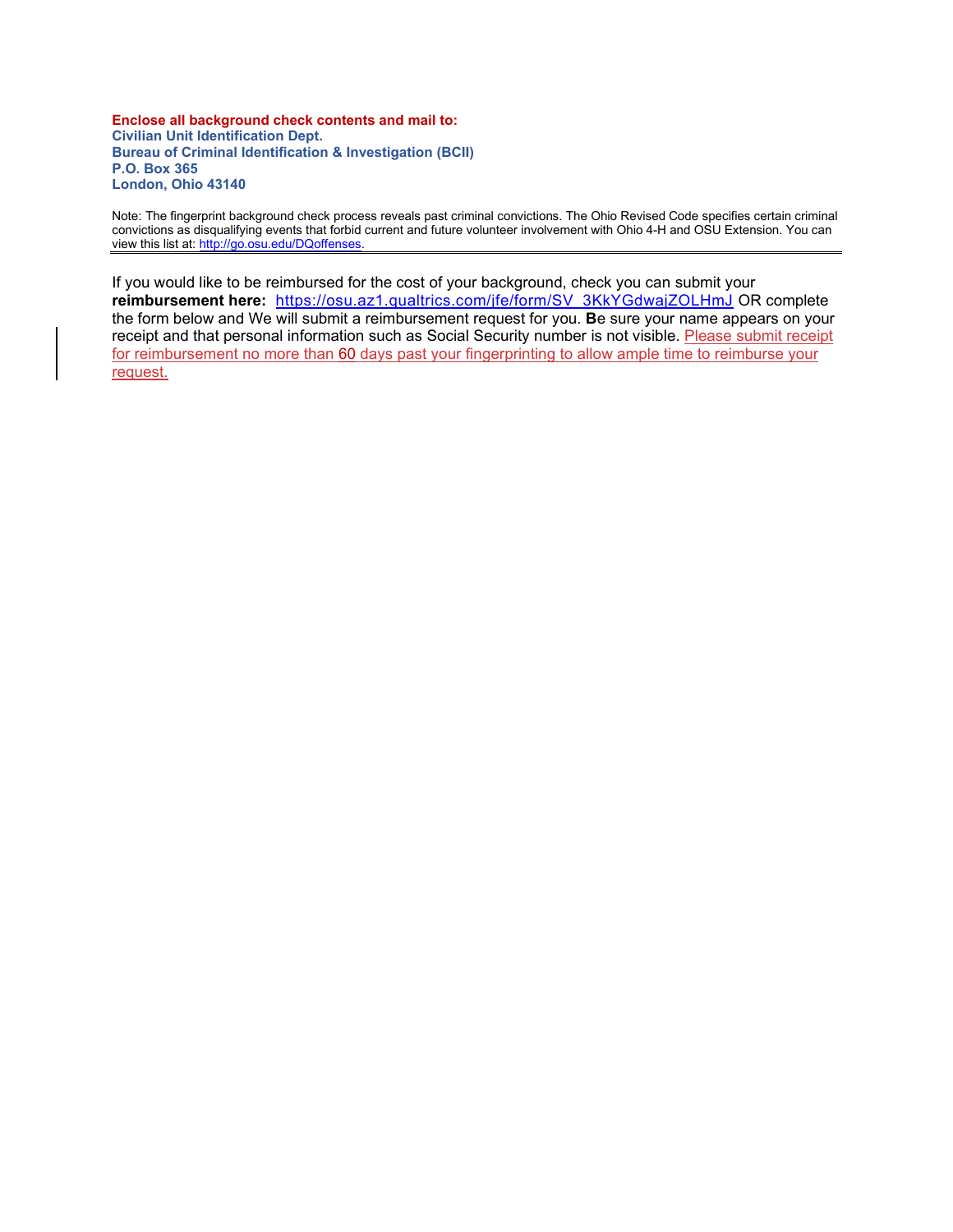**Enclose all background check contents and mail to:**
**Civilian Unit Identification Dept.**
**Bureau of Criminal Identification & Investigation (BCII)**
**P.O. Box 365**
**London, Ohio 43140**

Note: The fingerprint background check process reveals past criminal convictions. The Ohio Revised Code specifies certain criminal convictions as disqualifying events that forbid current and future volunteer involvement with Ohio 4-H and OSU Extension. You can view this list at: http://go.osu.edu/DQoffenses.

---

If you would like to be reimbursed for the cost of your background, check you can submit your **reimbursement here:** https://osu.az1.qualtrics.com/jfe/form/SV_3KkYGdwajZOLHmJ OR complete the form below and We will submit a reimbursement request for you. **B**e sure your name appears on your receipt and that personal information such as Social Security number is not visible. Please submit receipt for reimbursement no more than 60 days past your fingerprinting to allow ample time to reimburse your request.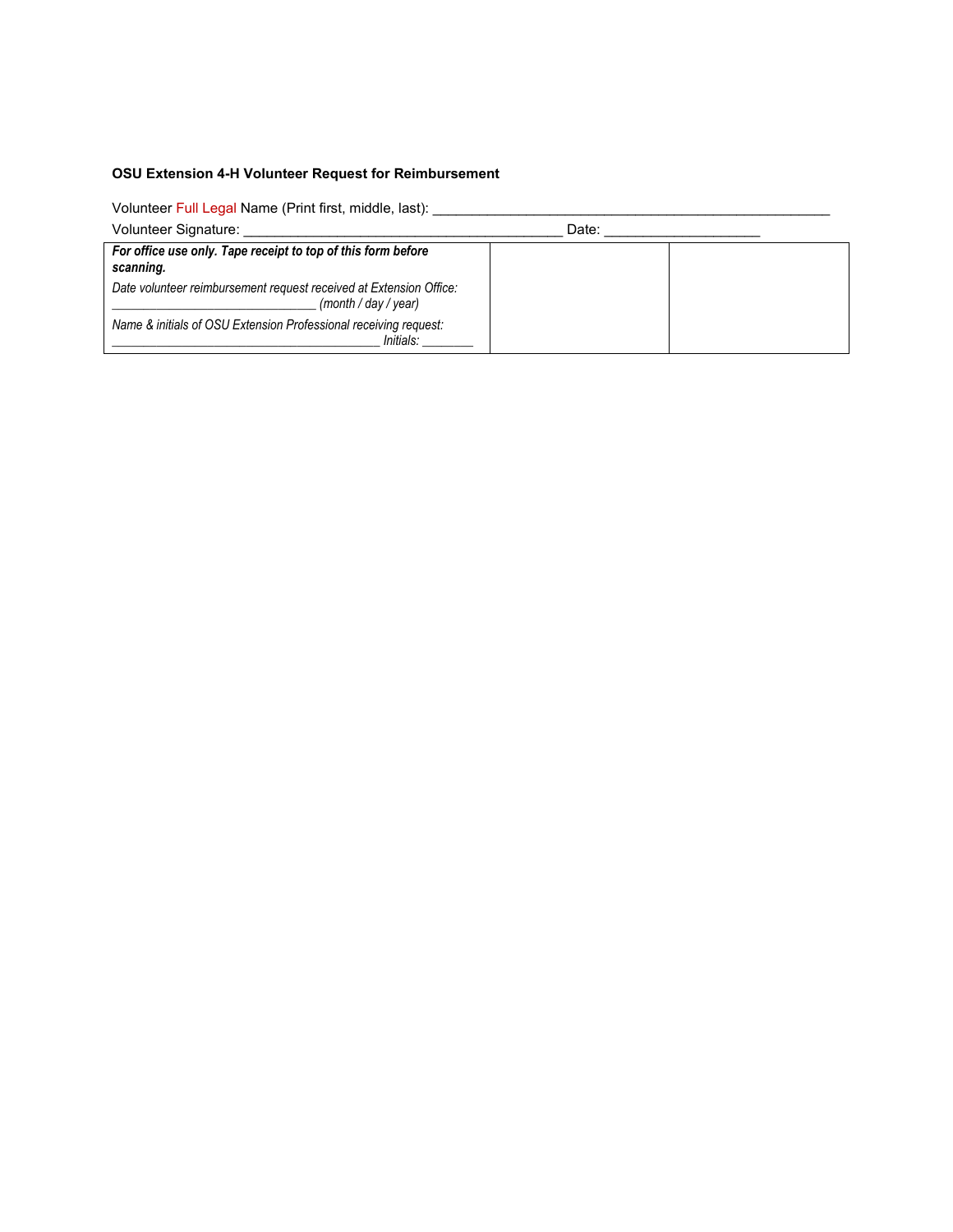**OSU Extension 4-H Volunteer Request for Reimbursement**

Volunteer Full Legal Name (Print first, middle, last): ____________________________________________________

Volunteer Signature: __________________________________________ Date: ____________________

| | | |
|---|---|---|
| ***For office use only. Tape receipt to top of this form before scanning.***<br>*Date volunteer reimbursement request received at Extension Office:*<br>__________________________ *(month / day / year)*<br>*Name & initials of OSU Extension Professional receiving request:*<br>___________________________________ *Initials:* _______ | | |